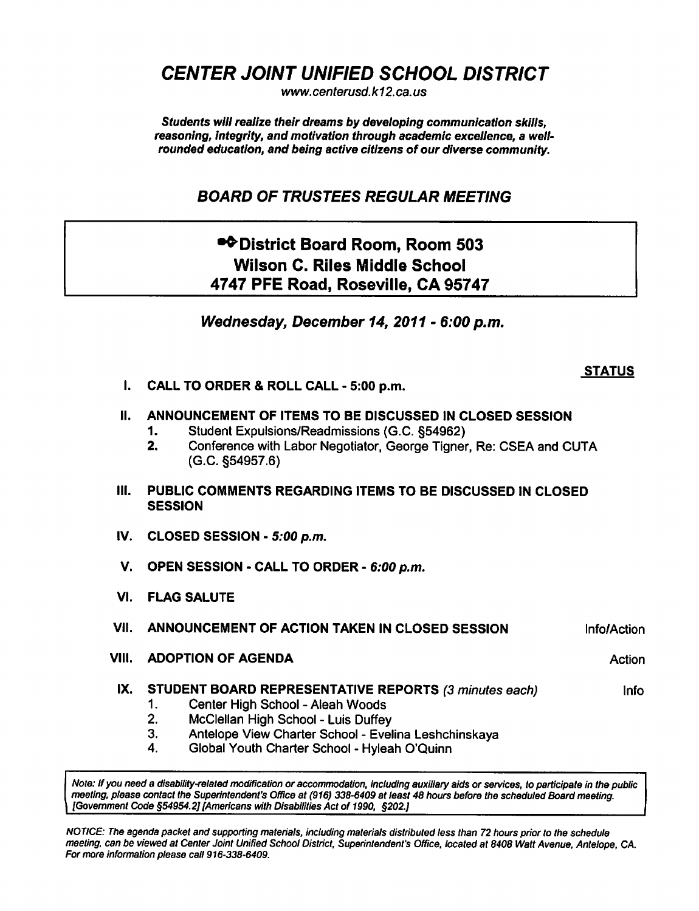# *CENTER JOINT UNIFIED SCHOOL DISTRICT*

*www.centerusd.k12.ca.us*

***Students will realize their dreams by developing communication skills, reasoning, integrity, and motivation through academic excellence, a well-rounded education, and being active citizens of our diverse community.***

## *BOARD OF TRUSTEES REGULAR MEETING*

**District Board Room, Room 503**
**Wilson C. Riles Middle School**
**4747 PFE Road, Roseville, CA 95747**

***Wednesday, December 14, 2011 - 6:00 p.m.***

**STATUS**

**I. CALL TO ORDER & ROLL CALL - 5:00 p.m.**

**II. ANNOUNCEMENT OF ITEMS TO BE DISCUSSED IN CLOSED SESSION**
1. Student Expulsions/Readmissions (G.C. §54962)
2. Conference with Labor Negotiator, George Tigner, Re: CSEA and CUTA (G.C. §54957.6)

**III. PUBLIC COMMENTS REGARDING ITEMS TO BE DISCUSSED IN CLOSED SESSION**

**IV. CLOSED SESSION - *5:00 p.m.***

**V. OPEN SESSION - CALL TO ORDER - *6:00 p.m.***

**VI. FLAG SALUTE**

**VII. ANNOUNCEMENT OF ACTION TAKEN IN CLOSED SESSION** — Info/Action

**VIII. ADOPTION OF AGENDA** — Action

**IX. STUDENT BOARD REPRESENTATIVE REPORTS** *(3 minutes each)* — Info
1. Center High School - Aleah Woods
2. McClellan High School - Luis Duffey
3. Antelope View Charter School - Evelina Leshchinskaya
4. Global Youth Charter School - Hyleah O'Quinn

*Note: If you need a disability-related modification or accommodation, including auxiliary aids or services, to participate in the public meeting, please contact the Superintendent's Office at (916) 338-6409 at least 48 hours before the scheduled Board meeting. [Government Code §54954.2] [Americans with Disabilities Act of 1990, §202.]*

*NOTICE: The agenda packet and supporting materials, including materials distributed less than 72 hours prior to the schedule meeting, can be viewed at Center Joint Unified School District, Superintendent's Office, located at 8408 Watt Avenue, Antelope, CA. For more information please call 916-338-6409.*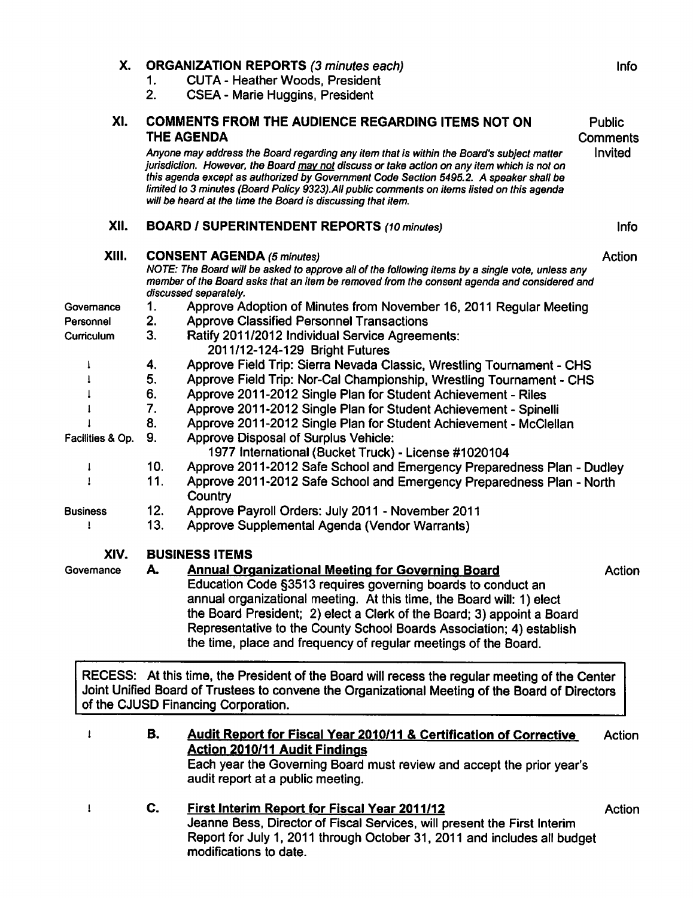## X. ORGANIZATION REPORTS *(3 minutes each)* — Info

1. CUTA - Heather Woods, President
2. CSEA - Marie Huggins, President

## XI. COMMENTS FROM THE AUDIENCE REGARDING ITEMS NOT ON THE AGENDA — Public Comments Invited

*Anyone may address the Board regarding any item that is within the Board's subject matter jurisdiction. However, the Board may not discuss or take action on any item which is not on this agenda except as authorized by Government Code Section 5495.2. A speaker shall be limited to 3 minutes (Board Policy 9323). All public comments on items listed on this agenda will be heard at the time the Board is discussing that item.*

## XII. BOARD / SUPERINTENDENT REPORTS *(10 minutes)* — Info

## XIII. CONSENT AGENDA *(5 minutes)* — Action

*NOTE: The Board will be asked to approve all of the following items by a single vote, unless any member of the Board asks that an item be removed from the consent agenda and considered and discussed separately.*

| Area | No. | Item |
|---|---|---|
| Governance | 1. | Approve Adoption of Minutes from November 16, 2011 Regular Meeting |
| Personnel | 2. | Approve Classified Personnel Transactions |
| Curriculum | 3. | Ratify 2011/2012 Individual Service Agreements: 2011/12-124-129 Bright Futures |
| ↓ | 4. | Approve Field Trip: Sierra Nevada Classic, Wrestling Tournament - CHS |
| ↓ | 5. | Approve Field Trip: Nor-Cal Championship, Wrestling Tournament - CHS |
| ↓ | 6. | Approve 2011-2012 Single Plan for Student Achievement - Riles |
| ↓ | 7. | Approve 2011-2012 Single Plan for Student Achievement - Spinelli |
| ↓ | 8. | Approve 2011-2012 Single Plan for Student Achievement - McClellan |
| Facilities & Op. | 9. | Approve Disposal of Surplus Vehicle: 1977 International (Bucket Truck) - License #1020104 |
| ↓ | 10. | Approve 2011-2012 Safe School and Emergency Preparedness Plan - Dudley |
| ↓ | 11. | Approve 2011-2012 Safe School and Emergency Preparedness Plan - North Country |
| Business | 12. | Approve Payroll Orders: July 2011 - November 2011 |
| ↓ | 13. | Approve Supplemental Agenda (Vendor Warrants) |

## XIV. BUSINESS ITEMS

Governance

**A. Annual Organizational Meeting for Governing Board** — Action

Education Code §3513 requires governing boards to conduct an annual organizational meeting. At this time, the Board will: 1) elect the Board President; 2) elect a Clerk of the Board; 3) appoint a Board Representative to the County School Boards Association; 4) establish the time, place and frequency of regular meetings of the Board.

> RECESS: At this time, the President of the Board will recess the regular meeting of the Center Joint Unified Board of Trustees to convene the Organizational Meeting of the Board of Directors of the CJUSD Financing Corporation.

↓

**B. Audit Report for Fiscal Year 2010/11 & Certification of Corrective Action 2010/11 Audit Findings** — Action

Each year the Governing Board must review and accept the prior year's audit report at a public meeting.

↓

**C. First Interim Report for Fiscal Year 2011/12** — Action

Jeanne Bess, Director of Fiscal Services, will present the First Interim Report for July 1, 2011 through October 31, 2011 and includes all budget modifications to date.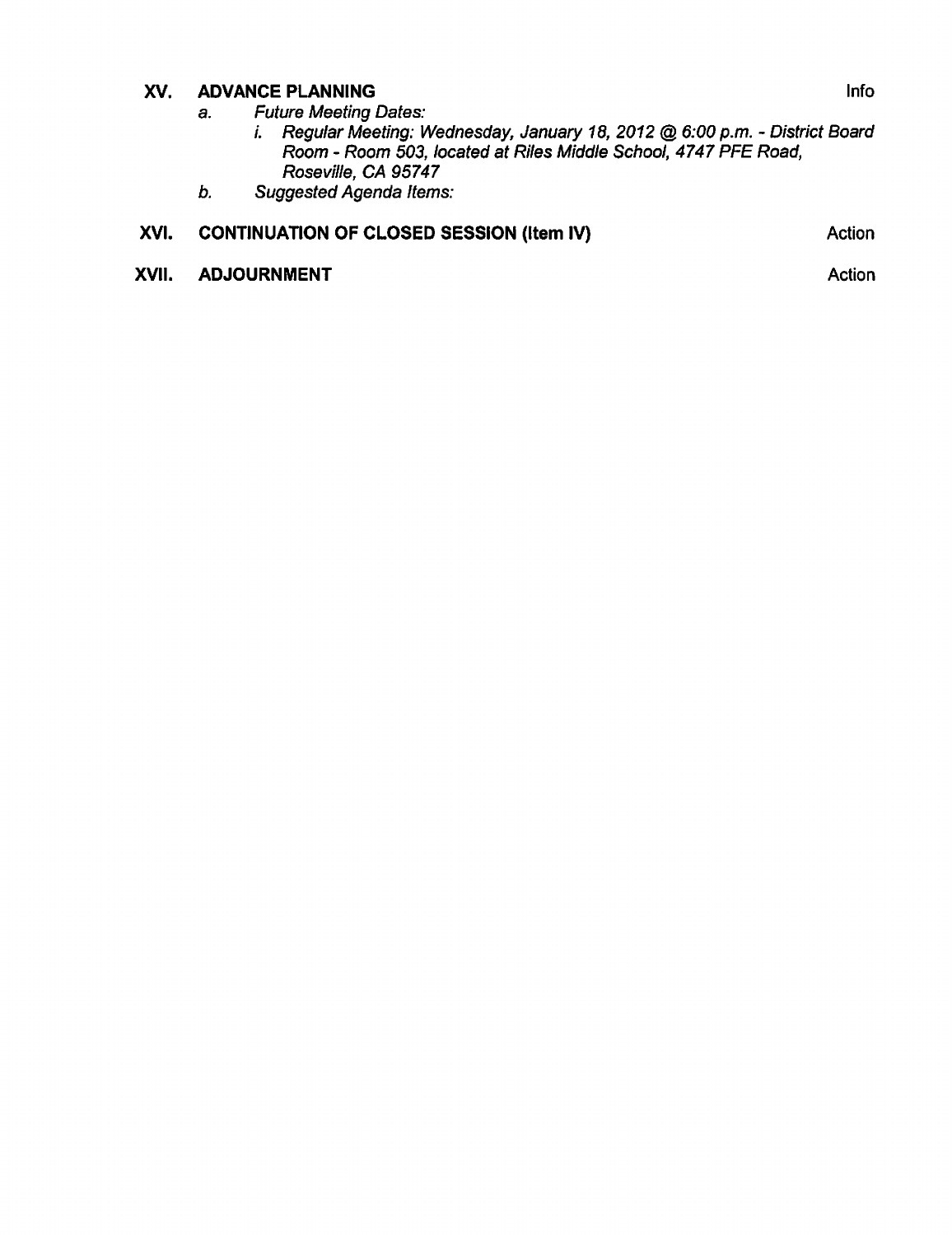**XV. ADVANCE PLANNING** Info

- a. *Future Meeting Dates:*
  - i. *Regular Meeting: Wednesday, January 18, 2012 @ 6:00 p.m. - District Board Room - Room 503, located at Riles Middle School, 4747 PFE Road, Roseville, CA 95747*
- b. *Suggested Agenda Items:*

**XVI. CONTINUATION OF CLOSED SESSION (Item IV)** Action

**XVII. ADJOURNMENT** Action